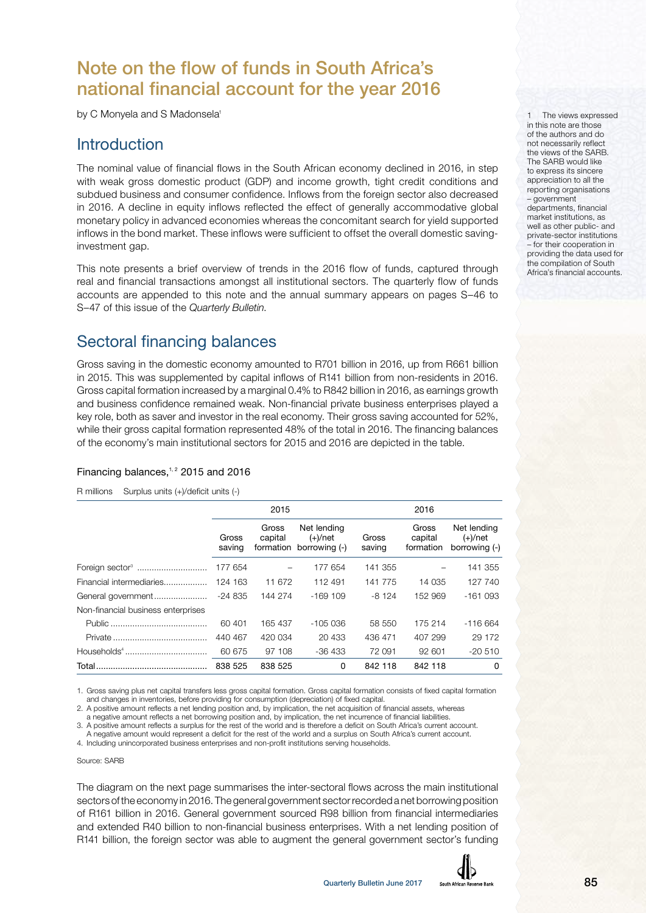# Note on the flow of funds in South Africa's national financial account for the year 2016

by C Monyela and S Madonsela[1]

## Introduction

The nominal value of financial flows in the South African economy declined in 2016, in step with weak gross domestic product (GDP) and income growth, tight credit conditions and subdued business and consumer confidence. Inflows from the foreign sector also decreased in 2016. A decline in equity inflows reflected the effect of generally accommodative global monetary policy in advanced economies whereas the concomitant search for yield supported inflows in the bond market. These inflows were sufficient to offset the overall domestic saving-investment gap.

This note presents a brief overview of trends in the 2016 flow of funds, captured through real and financial transactions amongst all institutional sectors. The quarterly flow of funds accounts are appended to this note and the annual summary appears on pages S–46 to S–47 of this issue of the *Quarterly Bulletin*.

1 The views expressed in this note are those of the authors and do not necessarily reflect the views of the SARB. The SARB would like to express its sincere appreciation to all the reporting organisations – government departments, financial market institutions, as well as other public- and private-sector institutions – for their cooperation in providing the data used for the compilation of South Africa's financial accounts.

## Sectoral financing balances

Gross saving in the domestic economy amounted to R701 billion in 2016, up from R661 billion in 2015. This was supplemented by capital inflows of R141 billion from non-residents in 2016. Gross capital formation increased by a marginal 0.4% to R842 billion in 2016, as earnings growth and business confidence remained weak. Non-financial private business enterprises played a key role, both as saver and investor in the real economy. Their gross saving accounted for 52%, while their gross capital formation represented 48% of the total in 2016. The financing balances of the economy's main institutional sectors for 2015 and 2016 are depicted in the table.

### Financing balances,[1,2] 2015 and 2016

R millions    Surplus units (+)/deficit units (-)

| | 2015 | | | 2016 | | |
|---|---|---|---|---|---|---|
| | Gross saving | Gross capital formation | Net lending (+)/net borrowing (-) | Gross saving | Gross capital formation | Net lending (+)/net borrowing (-) |
| Foreign sector[3] | 177 654 | – | 177 654 | 141 355 | – | 141 355 |
| Financial intermediaries | 124 163 | 11 672 | 112 491 | 141 775 | 14 035 | 127 740 |
| General government | -24 835 | 144 274 | -169 109 | -8 124 | 152 969 | -161 093 |
| Non-financial business enterprises | | | | | | |
| Public | 60 401 | 165 437 | -105 036 | 58 550 | 175 214 | -116 664 |
| Private | 440 467 | 420 034 | 20 433 | 436 471 | 407 299 | 29 172 |
| Households[4] | 60 675 | 97 108 | -36 433 | 72 091 | 92 601 | -20 510 |
| Total | 838 525 | 838 525 | 0 | 842 118 | 842 118 | 0 |

1. Gross saving plus net capital transfers less gross capital formation. Gross capital formation consists of fixed capital formation and changes in inventories, before providing for consumption (depreciation) of fixed capital.
2. A positive amount reflects a net lending position and, by implication, the net acquisition of financial assets, whereas a negative amount reflects a net borrowing position and, by implication, the net incurrence of financial liabilities.
3. A positive amount reflects a surplus for the rest of the world and is therefore a deficit on South Africa's current account. A negative amount would represent a deficit for the rest of the world and a surplus on South Africa's current account.
4. Including unincorporated business enterprises and non-profit institutions serving households.

Source: SARB

The diagram on the next page summarises the inter-sectoral flows across the main institutional sectors of the economy in 2016. The general government sector recorded a net borrowing position of R161 billion in 2016. General government sourced R98 billion from financial intermediaries and extended R40 billion to non-financial business enterprises. With a net lending position of R141 billion, the foreign sector was able to augment the general government sector's funding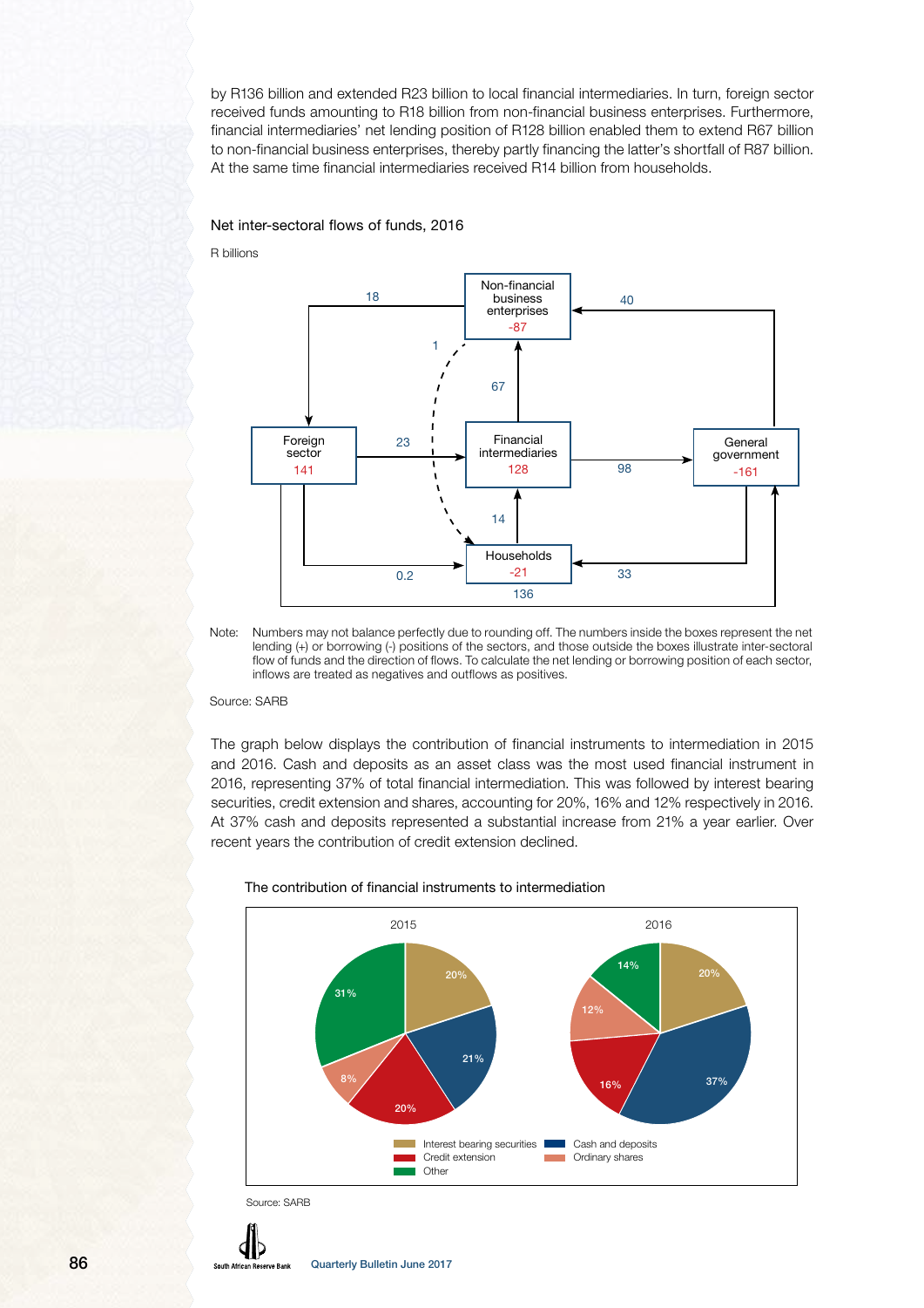by R136 billion and extended R23 billion to local financial intermediaries. In turn, foreign sector received funds amounting to R18 billion from non-financial business enterprises. Furthermore, financial intermediaries' net lending position of R128 billion enabled them to extend R67 billion to non-financial business enterprises, thereby partly financing the latter's shortfall of R87 billion. At the same time financial intermediaries received R14 billion from households.

Net inter-sectoral flows of funds, 2016

R billions

Note: Numbers may not balance perfectly due to rounding off. The numbers inside the boxes represent the net lending (+) or borrowing (-) positions of the sectors, and those outside the boxes illustrate inter-sectoral flow of funds and the direction of flows. To calculate the net lending or borrowing position of each sector, inflows are treated as negatives and outflows as positives.

Source: SARB

The graph below displays the contribution of financial instruments to intermediation in 2015 and 2016. Cash and deposits as an asset class was the most used financial instrument in 2016, representing 37% of total financial intermediation. This was followed by interest bearing securities, credit extension and shares, accounting for 20%, 16% and 12% respectively in 2016. At 37% cash and deposits represented a substantial increase from 21% a year earlier. Over recent years the contribution of credit extension declined.

The contribution of financial instruments to intermediation

Source: SARB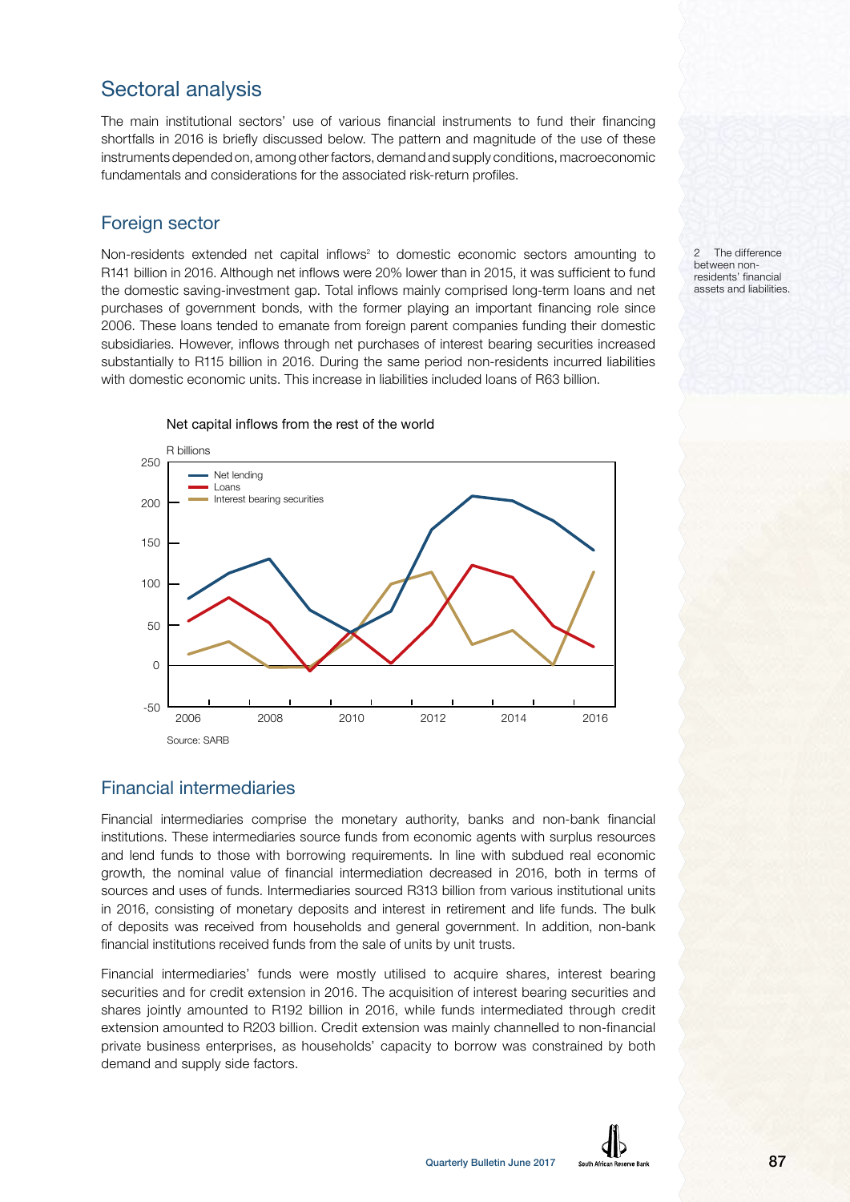## Sectoral analysis

The main institutional sectors' use of various financial instruments to fund their financing shortfalls in 2016 is briefly discussed below. The pattern and magnitude of the use of these instruments depended on, among other factors, demand and supply conditions, macroeconomic fundamentals and considerations for the associated risk-return profiles.

### Foreign sector

Non-residents extended net capital inflows[2] to domestic economic sectors amounting to R141 billion in 2016. Although net inflows were 20% lower than in 2015, it was sufficient to fund the domestic saving-investment gap. Total inflows mainly comprised long-term loans and net purchases of government bonds, with the former playing an important financing role since 2006. These loans tended to emanate from foreign parent companies funding their domestic subsidiaries. However, inflows through net purchases of interest bearing securities increased substantially to R115 billion in 2016. During the same period non-residents incurred liabilities with domestic economic units. This increase in liabilities included loans of R63 billion.

2 The difference between non-residents' financial assets and liabilities.

Net capital inflows from the rest of the world

Source: SARB

### Financial intermediaries

Financial intermediaries comprise the monetary authority, banks and non-bank financial institutions. These intermediaries source funds from economic agents with surplus resources and lend funds to those with borrowing requirements. In line with subdued real economic growth, the nominal value of financial intermediation decreased in 2016, both in terms of sources and uses of funds. Intermediaries sourced R313 billion from various institutional units in 2016, consisting of monetary deposits and interest in retirement and life funds. The bulk of deposits was received from households and general government. In addition, non-bank financial institutions received funds from the sale of units by unit trusts.

Financial intermediaries' funds were mostly utilised to acquire shares, interest bearing securities and for credit extension in 2016. The acquisition of interest bearing securities and shares jointly amounted to R192 billion in 2016, while funds intermediated through credit extension amounted to R203 billion. Credit extension was mainly channelled to non-financial private business enterprises, as households' capacity to borrow was constrained by both demand and supply side factors.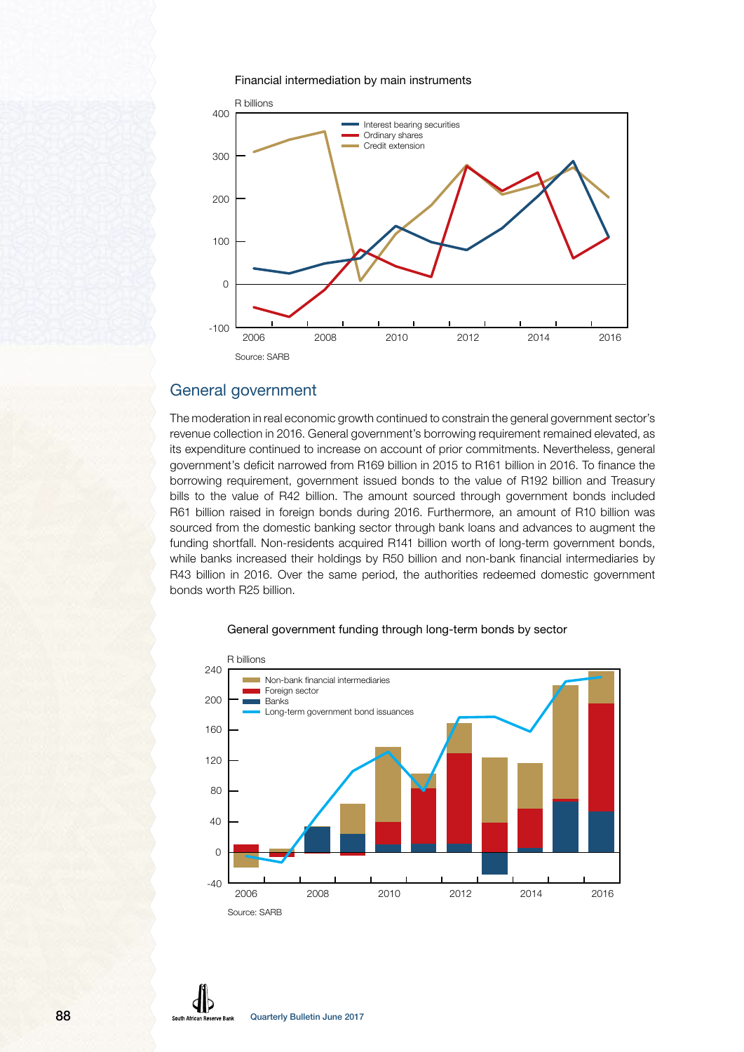Financial intermediation by main instruments

R billions

Source: SARB

## General government

The moderation in real economic growth continued to constrain the general government sector's revenue collection in 2016. General government's borrowing requirement remained elevated, as its expenditure continued to increase on account of prior commitments. Nevertheless, general government's deficit narrowed from R169 billion in 2015 to R161 billion in 2016. To finance the borrowing requirement, government issued bonds to the value of R192 billion and Treasury bills to the value of R42 billion. The amount sourced through government bonds included R61 billion raised in foreign bonds during 2016. Furthermore, an amount of R10 billion was sourced from the domestic banking sector through bank loans and advances to augment the funding shortfall. Non-residents acquired R141 billion worth of long-term government bonds, while banks increased their holdings by R50 billion and non-bank financial intermediaries by R43 billion in 2016. Over the same period, the authorities redeemed domestic government bonds worth R25 billion.

General government funding through long-term bonds by sector

R billions

Source: SARB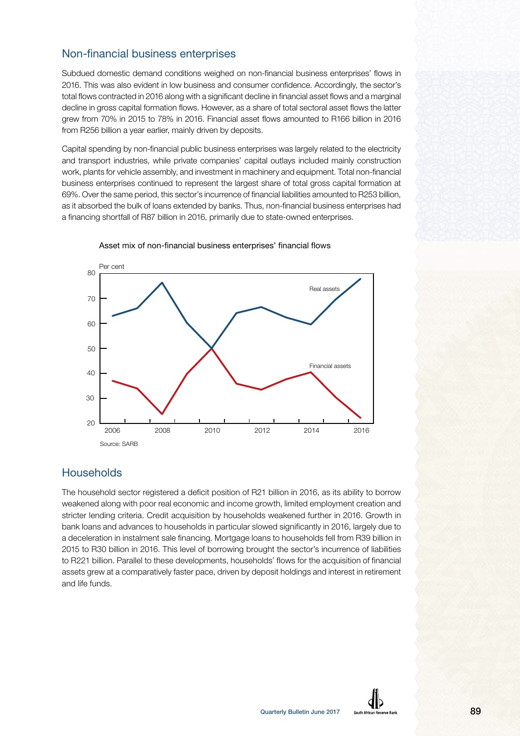## Non-financial business enterprises

Subdued domestic demand conditions weighed on non-financial business enterprises' flows in 2016. This was also evident in low business and consumer confidence. Accordingly, the sector's total flows contracted in 2016 along with a significant decline in financial asset flows and a marginal decline in gross capital formation flows. However, as a share of total sectoral asset flows the latter grew from 70% in 2015 to 78% in 2016. Financial asset flows amounted to R166 billion in 2016 from R256 billion a year earlier, mainly driven by deposits.

Capital spending by non-financial public business enterprises was largely related to the electricity and transport industries, while private companies' capital outlays included mainly construction work, plants for vehicle assembly, and investment in machinery and equipment. Total non-financial business enterprises continued to represent the largest share of total gross capital formation at 69%. Over the same period, this sector's incurrence of financial liabilities amounted to R253 billion, as it absorbed the bulk of loans extended by banks. Thus, non-financial business enterprises had a financing shortfall of R87 billion in 2016, primarily due to state-owned enterprises.

Asset mix of non-financial business enterprises' financial flows

Source: SARB

## Households

The household sector registered a deficit position of R21 billion in 2016, as its ability to borrow weakened along with poor real economic and income growth, limited employment creation and stricter lending criteria. Credit acquisition by households weakened further in 2016. Growth in bank loans and advances to households in particular slowed significantly in 2016, largely due to a deceleration in instalment sale financing. Mortgage loans to households fell from R39 billion in 2015 to R30 billion in 2016. This level of borrowing brought the sector's incurrence of liabilities to R221 billion. Parallel to these developments, households' flows for the acquisition of financial assets grew at a comparatively faster pace, driven by deposit holdings and interest in retirement and life funds.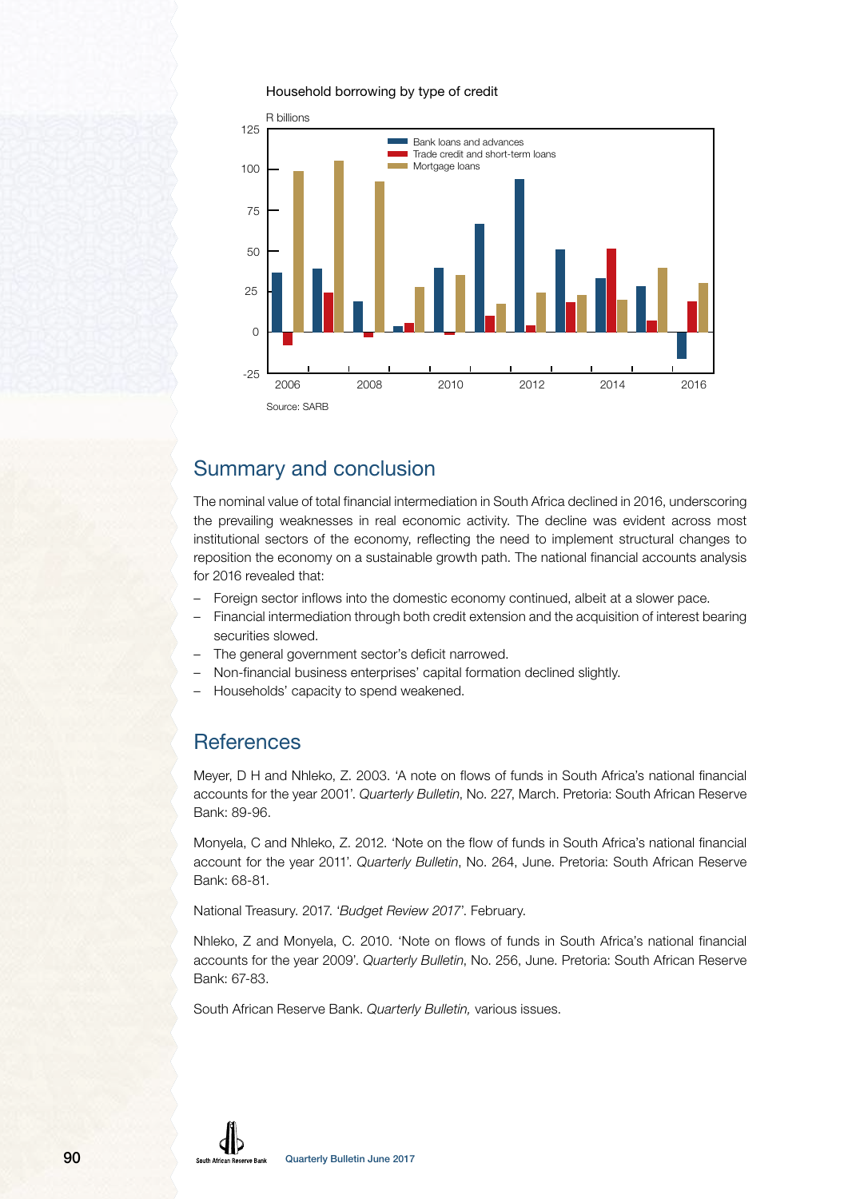Household borrowing by type of credit

R billions

Source: SARB

## Summary and conclusion

The nominal value of total financial intermediation in South Africa declined in 2016, underscoring the prevailing weaknesses in real economic activity. The decline was evident across most institutional sectors of the economy, reflecting the need to implement structural changes to reposition the economy on a sustainable growth path. The national financial accounts analysis for 2016 revealed that:

- Foreign sector inflows into the domestic economy continued, albeit at a slower pace.
- Financial intermediation through both credit extension and the acquisition of interest bearing securities slowed.
- The general government sector's deficit narrowed.
- Non-financial business enterprises' capital formation declined slightly.
- Households' capacity to spend weakened.

## References

Meyer, D H and Nhleko, Z. 2003. 'A note on flows of funds in South Africa's national financial accounts for the year 2001'. *Quarterly Bulletin*, No. 227, March. Pretoria: South African Reserve Bank: 89-96.

Monyela, C and Nhleko, Z. 2012. 'Note on the flow of funds in South Africa's national financial account for the year 2011'. *Quarterly Bulletin*, No. 264, June. Pretoria: South African Reserve Bank: 68-81.

National Treasury. 2017. '*Budget Review 2017*'. February.

Nhleko, Z and Monyela, C. 2010. 'Note on flows of funds in South Africa's national financial accounts for the year 2009'. *Quarterly Bulletin*, No. 256, June. Pretoria: South African Reserve Bank: 67-83.

South African Reserve Bank. *Quarterly Bulletin,* various issues.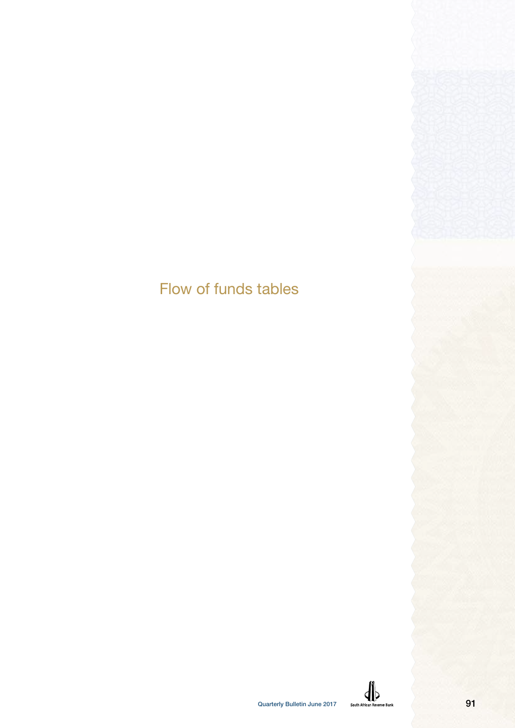# Flow of funds tables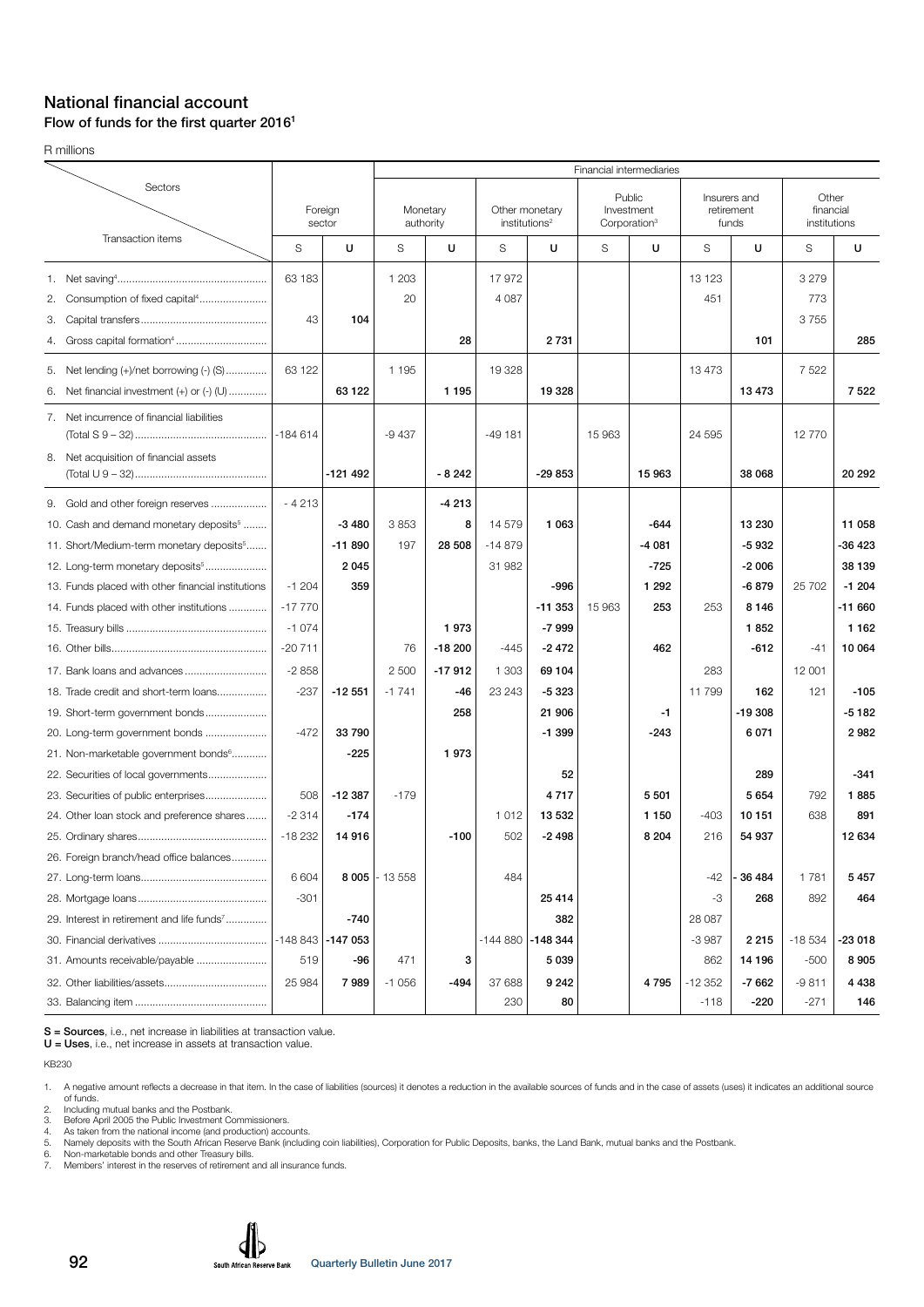## National financial account

### Flow of funds for the first quarter 2016[1]

R millions

| Sectors / Transaction items | Foreign sector | | Financial intermediaries: Monetary authority | | Other monetary institutions[2] | | Public Investment Corporation[3] | | Insurers and retirement funds | | Other financial institutions | |
|---|---|---|---|---|---|---|---|---|---|---|---|---|
| | S | U | S | U | S | U | S | U | S | U | S | U |
| 1. Net saving[4] | 63 183 | | 1 203 | | 17 972 | | | | 13 123 | | 3 279 | |
| 2. Consumption of fixed capital[4] | | | 20 | | 4 087 | | | | 451 | | 773 | |
| 3. Capital transfers | 43 | **104** | | | | | | | | | 3 755 | |
| 4. Gross capital formation[4] | | | | **28** | | **2 731** | | | | **101** | | **285** |
| 5. Net lending (+)/net borrowing (-) (S) | 63 122 | | 1 195 | | 19 328 | | | | 13 473 | | 7 522 | |
| 6. Net financial investment (+) or (-) (U) | | **63 122** | | **1 195** | | **19 328** | | | | **13 473** | | **7 522** |
| 7. Net incurrence of financial liabilities (Total S 9 – 32) | -184 614 | | -9 437 | | -49 181 | | 15 963 | | 24 595 | | 12 770 | |
| 8. Net acquisition of financial assets (Total U 9 – 32) | | **-121 492** | | **- 8 242** | | **-29 853** | | **15 963** | | **38 068** | | **20 292** |
| 9. Gold and other foreign reserves | - 4 213 | | | **-4 213** | | | | | | | | |
| 10. Cash and demand monetary deposits[5] | | **-3 480** | 3 853 | **8** | 14 579 | **1 063** | | **-644** | | **13 230** | | **11 058** |
| 11. Short/Medium-term monetary deposits[5] | | **-11 890** | 197 | **28 508** | -14 879 | | | **-4 081** | | **-5 932** | | **-36 423** |
| 12. Long-term monetary deposits[5] | | **2 045** | | | 31 982 | | | **-725** | | **-2 006** | | **38 139** |
| 13. Funds placed with other financial institutions | -1 204 | **359** | | | | **-996** | | **1 292** | | **-6 879** | 25 702 | **-1 204** |
| 14. Funds placed with other institutions | -17 770 | | | | | **-11 353** | 15 963 | **253** | 253 | **8 146** | | **-11 660** |
| 15. Treasury bills | -1 074 | | | **1 973** | | **-7 999** | | | | **1 852** | | **1 162** |
| 16. Other bills | -20 711 | | 76 | **-18 200** | -445 | **-2 472** | | **462** | | **-612** | -41 | **10 064** |
| 17. Bank loans and advances | -2 858 | | 2 500 | **-17 912** | 1 303 | **69 104** | | | 283 | | 12 001 | |
| 18. Trade credit and short-term loans | -237 | **-12 551** | -1 741 | **-46** | 23 243 | **-5 323** | | | 11 799 | **162** | 121 | **-105** |
| 19. Short-term government bonds | | | | **258** | | **21 906** | | **-1** | | **-19 308** | | **-5 182** |
| 20. Long-term government bonds | -472 | **33 790** | | | | **-1 399** | | **-243** | | **6 071** | | **2 982** |
| 21. Non-marketable government bonds[6] | | **-225** | | **1 973** | | | | | | | | |
| 22. Securities of local governments | | | | | | **52** | | | | **289** | | **-341** |
| 23. Securities of public enterprises | 508 | **-12 387** | -179 | | | **4 717** | | **5 501** | | **5 654** | 792 | **1 885** |
| 24. Other loan stock and preference shares | -2 314 | **-174** | | | 1 012 | **13 532** | | **1 150** | -403 | **10 151** | 638 | **891** |
| 25. Ordinary shares | -18 232 | **14 916** | | **-100** | 502 | **-2 498** | | **8 204** | 216 | **54 937** | | **12 634** |
| 26. Foreign branch/head office balances | | | | | | | | | | | | |
| 27. Long-term loans | 6 604 | **8 005** | - 13 558 | | 484 | | | | -42 | **- 36 484** | 1 781 | **5 457** |
| 28. Mortgage loans | -301 | | | | | **25 414** | | | -3 | **268** | 892 | **464** |
| 29. Interest in retirement and life funds[7] | | **-740** | | | | **382** | | | 28 087 | | | |
| 30. Financial derivatives | -148 843 | **-147 053** | | | -144 880 | **-148 344** | | | -3 987 | **2 215** | -18 534 | **-23 018** |
| 31. Amounts receivable/payable | 519 | **-96** | 471 | **3** | | **5 039** | | | 862 | **14 196** | -500 | **8 905** |
| 32. Other liabilities/assets | 25 984 | **7 989** | -1 056 | **-494** | 37 688 | **9 242** | | **4 795** | -12 352 | **-7 662** | -9 811 | **4 438** |
| 33. Balancing item | | | | | 230 | **80** | | | -118 | **-220** | -271 | **146** |

**S = Sources**, i.e., net increase in liabilities at transaction value.
**U = Uses**, i.e., net increase in assets at transaction value.

KB230

1. A negative amount reflects a decrease in that item. In the case of liabilities (sources) it denotes a reduction in the available sources of funds and in the case of assets (uses) it indicates an additional source of funds.
2. Including mutual banks and the Postbank.
3. Before April 2005 the Public Investment Commissioners.
4. As taken from the national income (and production) accounts.
5. Namely deposits with the South African Reserve Bank (including coin liabilities), Corporation for Public Deposits, banks, the Land Bank, mutual banks and the Postbank.
6. Non-marketable bonds and other Treasury bills.
7. Members' interest in the reserves of retirement and all insurance funds.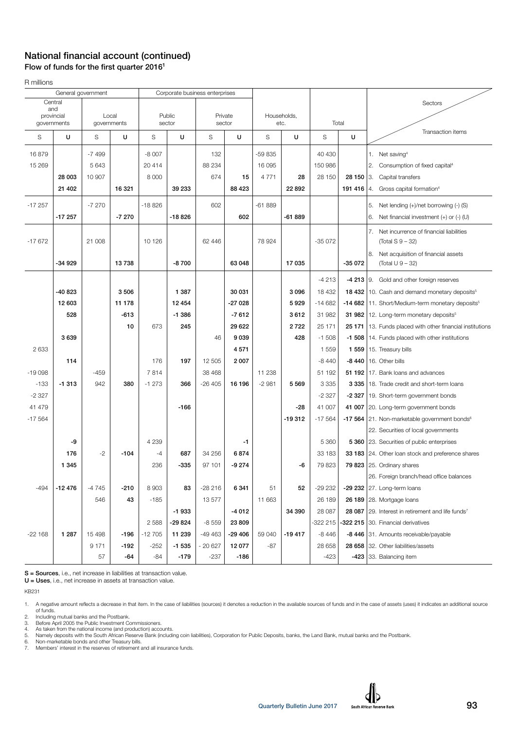## National financial account (continued)

### Flow of funds for the first quarter 2016[1]

R millions

| General government | | | | Corporate business enterprises | | | | | | | | Sectors / Transaction items |
|---|---|---|---|---|---|---|---|---|---|---|---|---|
| Central and provincial governments | | Local governments | | Public sector | | Private sector | | Households, etc. | | Total | | |
| S | U | S | U | S | U | S | U | S | U | S | U | |
| 16 879 | | -7 499 | | -8 007 | | 132 | | -59 835 | | 40 430 | | 1. Net saving[4] |
| 15 269 | | 5 643 | | 20 414 | | 88 234 | | 16 095 | | 150 986 | | 2. Consumption of fixed capital[4] |
| | **28 003** | 10 907 | | 8 000 | | 674 | **15** | 4 771 | **28** | 28 150 | **28 150** | 3. Capital transfers |
| | **21 402** | | **16 321** | | **39 233** | | **88 423** | | **22 892** | | **191 416** | 4. Gross capital formation[4] |
| -17 257 | | -7 270 | | -18 826 | | 602 | | -61 889 | | | | 5. Net lending (+)/net borrowing (-) (S) |
| | **-17 257** | | **-7 270** | | **-18 826** | | **602** | | **-61 889** | | | 6. Net financial investment (+) or (-) (U) |
| -17 672 | | 21 008 | | 10 126 | | 62 446 | | 78 924 | | -35 072 | | 7. Net incurrence of financial liabilities (Total S 9 – 32) |
| | **-34 929** | | **13 738** | | **-8 700** | | **63 048** | | **17 035** | | **-35 072** | 8. Net acquisition of financial assets (Total U 9 – 32) |
| | | | | | | | | | | -4 213 | **-4 213** | 9. Gold and other foreign reserves |
| | **-40 823** | | **3 506** | | **1 387** | | **30 031** | | **3 096** | 18 432 | **18 432** | 10. Cash and demand monetary deposits[5] |
| | **12 603** | | **11 178** | | **12 454** | | **-27 028** | | **5 929** | -14 682 | **-14 682** | 11. Short/Medium-term monetary deposits[5] |
| | **528** | | **-613** | | **-1 386** | | **-7 612** | | **3 612** | 31 982 | **31 982** | 12. Long-term monetary deposits[5] |
| | | | **10** | 673 | **245** | | **29 622** | | **2 722** | 25 171 | **25 171** | 13. Funds placed with other financial institutions |
| | **3 639** | | | | | 46 | **9 039** | | **428** | -1 508 | **-1 508** | 14. Funds placed with other institutions |
| 2 633 | | | | | | | **4 571** | | | 1 559 | **1 559** | 15. Treasury bills |
| | **114** | | | 176 | **197** | 12 505 | **2 007** | | | -8 440 | **-8 440** | 16. Other bills |
| -19 098 | | -459 | | 7 814 | | 38 468 | | 11 238 | | 51 192 | **51 192** | 17. Bank loans and advances |
| -133 | **-1 313** | 942 | **380** | -1 273 | **366** | -26 405 | **16 196** | -2 981 | **5 569** | 3 335 | **3 335** | 18. Trade credit and short-term loans |
| -2 327 | | | | | | | | | | -2 327 | **-2 327** | 19. Short-term government bonds |
| 41 479 | | | | | **-166** | | | | **-28** | 41 007 | **41 007** | 20. Long-term government bonds |
| -17 564 | | | | | | | | | **-19 312** | -17 564 | **-17 564** | 21. Non-marketable government bonds[6] |
| | | | | | | | | | | | | 22. Securities of local governments |
| | **-9** | | | 4 239 | | | **-1** | | | 5 360 | **5 360** | 23. Securities of public enterprises |
| | **176** | -2 | **-104** | -4 | **687** | 34 256 | **6 874** | | | 33 183 | **33 183** | 24. Other loan stock and preference shares |
| | **1 345** | | | 236 | **-335** | 97 101 | **-9 274** | | **-6** | 79 823 | **79 823** | 25. Ordinary shares |
| | | | | | | | | | | | | 26. Foreign branch/head office balances |
| -494 | **-12 476** | -4 745 | **-210** | 8 903 | **83** | -28 216 | **6 341** | 51 | **52** | -29 232 | **-29 232** | 27. Long-term loans |
| | | 546 | **43** | -185 | | 13 577 | | 11 663 | | 26 189 | **26 189** | 28. Mortgage loans |
| | | | | | **-1 933** | | **-4 012** | | **34 390** | 28 087 | **28 087** | 29. Interest in retirement and life funds[7] |
| | | | | 2 588 | **-29 824** | -8 559 | **23 809** | | | -322 215 | **-322 215** | 30. Financial derivatives |
| -22 168 | **1 287** | 15 498 | **-196** | -12 705 | **11 239** | -49 463 | **-29 406** | 59 040 | **-19 417** | -8 446 | **-8 446** | 31. Amounts receivable/payable |
| | | 9 171 | **-192** | -252 | **-1 535** | - 20 627 | **12 077** | -87 | | 28 658 | **28 658** | 32. Other liabilities/assets |
| | | 57 | **-64** | -84 | **-179** | -237 | **-186** | | | -423 | **-423** | 33. Balancing item |

**S = Sources**, i.e., net increase in liabilities at transaction value.
**U = Uses**, i.e., net increase in assets at transaction value.

KB231

1. A negative amount reflects a decrease in that item. In the case of liabilities (sources) it denotes a reduction in the available sources of funds and in the case of assets (uses) it indicates an additional source of funds.
2. Including mutual banks and the Postbank.
3. Before April 2005 the Public Investment Commissioners.
4. As taken from the national income (and production) accounts.
5. Namely deposits with the South African Reserve Bank (including coin liabilities), Corporation for Public Deposits, banks, the Land Bank, mutual banks and the Postbank.
6. Non-marketable bonds and other Treasury bills.
7. Members' interest in the reserves of retirement and all insurance funds.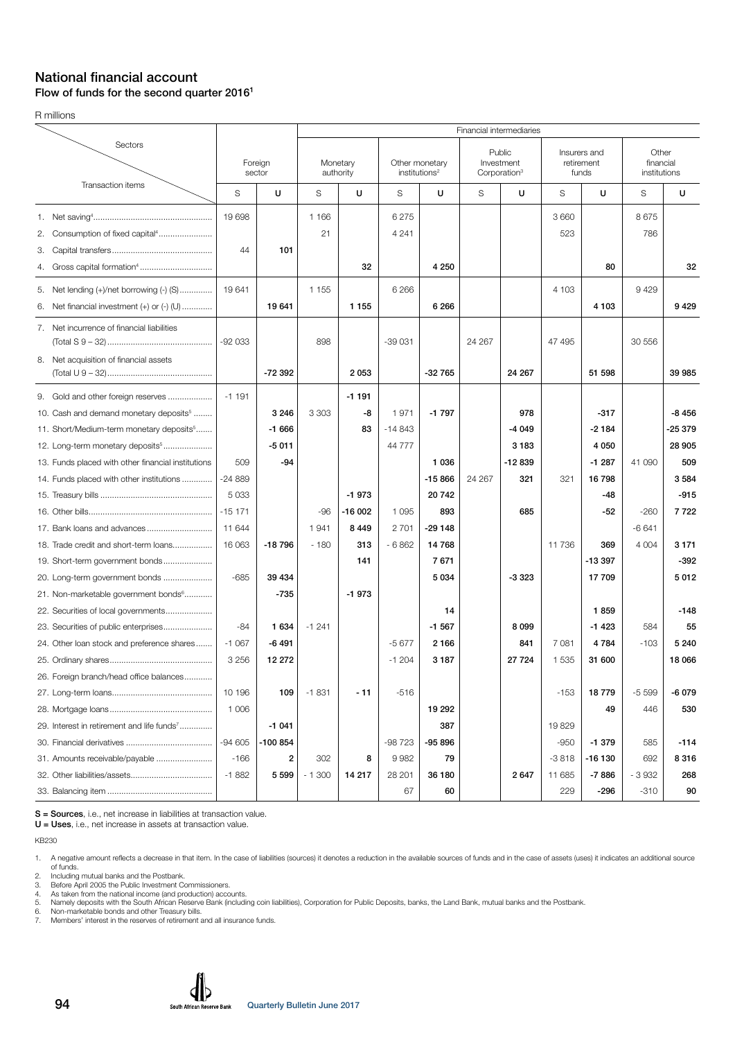# National financial account

## Flow of funds for the second quarter 2016[1]

R millions

| Sectors / Transaction items | Foreign sector | | Monetary authority | | Other monetary institutions[2] | | Public Investment Corporation[3] | | Insurers and retirement funds | | Other financial institutions | |
|---|---|---|---|---|---|---|---|---|---|---|---|---|
| | | | Financial intermediaries | | | | | | | | | |
| | S | U | S | U | S | U | S | U | S | U | S | U |
| 1. Net saving[4] | 19 698 | | 1 166 | | 6 275 | | | | 3 660 | | 8 675 | |
| 2. Consumption of fixed capital[4] | | | 21 | | 4 241 | | | | 523 | | 786 | |
| 3. Capital transfers | 44 | **101** | | | | | | | | | | |
| 4. Gross capital formation[4] | | | | **32** | | **4 250** | | | | **80** | | **32** |
| 5. Net lending (+)/net borrowing (-) (S) | 19 641 | | 1 155 | | 6 266 | | | | 4 103 | | 9 429 | |
| 6. Net financial investment (+) or (-) (U) | | **19 641** | | **1 155** | | **6 266** | | | | **4 103** | | **9 429** |
| 7. Net incurrence of financial liabilities (Total S 9 – 32) | -92 033 | | 898 | | -39 031 | | 24 267 | | 47 495 | | 30 556 | |
| 8. Net acquisition of financial assets (Total U 9 – 32) | | **-72 392** | | **2 053** | | **-32 765** | | **24 267** | | **51 598** | | **39 985** |
| 9. Gold and other foreign reserves | -1 191 | | | **-1 191** | | | | | | | | |
| 10. Cash and demand monetary deposits[5] | | **3 246** | 3 303 | **-8** | 1 971 | **-1 797** | | **978** | | **-317** | | **-8 456** |
| 11. Short/Medium-term monetary deposits[5] | | **-1 666** | | **83** | -14 843 | | | **-4 049** | | **-2 184** | | **-25 379** |
| 12. Long-term monetary deposits[5] | | **-5 011** | | | 44 777 | | | **3 183** | | **4 050** | | **28 905** |
| 13. Funds placed with other financial institutions | 509 | **-94** | | | | **1 036** | | **-12 839** | | **-1 287** | 41 090 | **509** |
| 14. Funds placed with other institutions | -24 889 | | | | | **-15 866** | 24 267 | **321** | 321 | **16 798** | | **3 584** |
| 15. Treasury bills | 5 033 | | | **-1 973** | | **20 742** | | | | **-48** | | **-915** |
| 16. Other bills | -15 171 | | -96 | **-16 002** | 1 095 | **893** | | **685** | | **-52** | -260 | **7 722** |
| 17. Bank loans and advances | 11 644 | | 1 941 | **8 449** | 2 701 | **-29 148** | | | | | -6 641 | |
| 18. Trade credit and short-term loans | 16 063 | **-18 796** | - 180 | **313** | - 6 862 | **14 768** | | | 11 736 | **369** | 4 004 | **3 171** |
| 19. Short-term government bonds | | | | **141** | | **7 671** | | | | **-13 397** | | **-392** |
| 20. Long-term government bonds | -685 | **39 434** | | | | **5 034** | | **-3 323** | | **17 709** | | **5 012** |
| 21. Non-marketable government bonds[6] | | **-735** | | **-1 973** | | | | | | | | |
| 22. Securities of local governments | | | | | | **14** | | | | **1 859** | | **-148** |
| 23. Securities of public enterprises | -84 | **1 634** | -1 241 | | | **-1 567** | | **8 099** | | **-1 423** | 584 | **55** |
| 24. Other loan stock and preference shares | -1 067 | **-6 491** | | | -5 677 | **2 166** | | **841** | 7 081 | **4 784** | -103 | **5 240** |
| 25. Ordinary shares | 3 256 | **12 272** | | | -1 204 | **3 187** | | **27 724** | 1 535 | **31 600** | | **18 066** |
| 26. Foreign branch/head office balances | | | | | | | | | | | | |
| 27. Long-term loans | 10 196 | **109** | -1 831 | **- 11** | -516 | | | | -153 | **18 779** | -5 599 | **-6 079** |
| 28. Mortgage loans | 1 006 | | | | | **19 292** | | | | **49** | 446 | **530** |
| 29. Interest in retirement and life funds[7] | | **-1 041** | | | | **387** | | | 19 829 | | | |
| 30. Financial derivatives | -94 605 | **-100 854** | | | -98 723 | **-95 896** | | | -950 | **-1 379** | 585 | **-114** |
| 31. Amounts receivable/payable | -166 | **2** | 302 | **8** | 9 982 | **79** | | | -3 818 | **-16 130** | 692 | **8 316** |
| 32. Other liabilities/assets | -1 882 | **5 599** | - 1 300 | **14 217** | 28 201 | **36 180** | | **2 647** | 11 685 | **-7 886** | - 3 932 | **268** |
| 33. Balancing item | | | | | 67 | **60** | | | 229 | **-296** | -310 | **90** |

**S = Sources**, i.e., net increase in liabilities at transaction value.
**U = Uses**, i.e., net increase in assets at transaction value.

KB230

1. A negative amount reflects a decrease in that item. In the case of liabilities (sources) it denotes a reduction in the available sources of funds and in the case of assets (uses) it indicates an additional source of funds.
2. Including mutual banks and the Postbank.
3. Before April 2005 the Public Investment Commissioners.
4. As taken from the national income (and production) accounts.
5. Namely deposits with the South African Reserve Bank (including coin liabilities), Corporation for Public Deposits, banks, the Land Bank, mutual banks and the Postbank.
6. Non-marketable bonds and other Treasury bills.
7. Members' interest in the reserves of retirement and all insurance funds.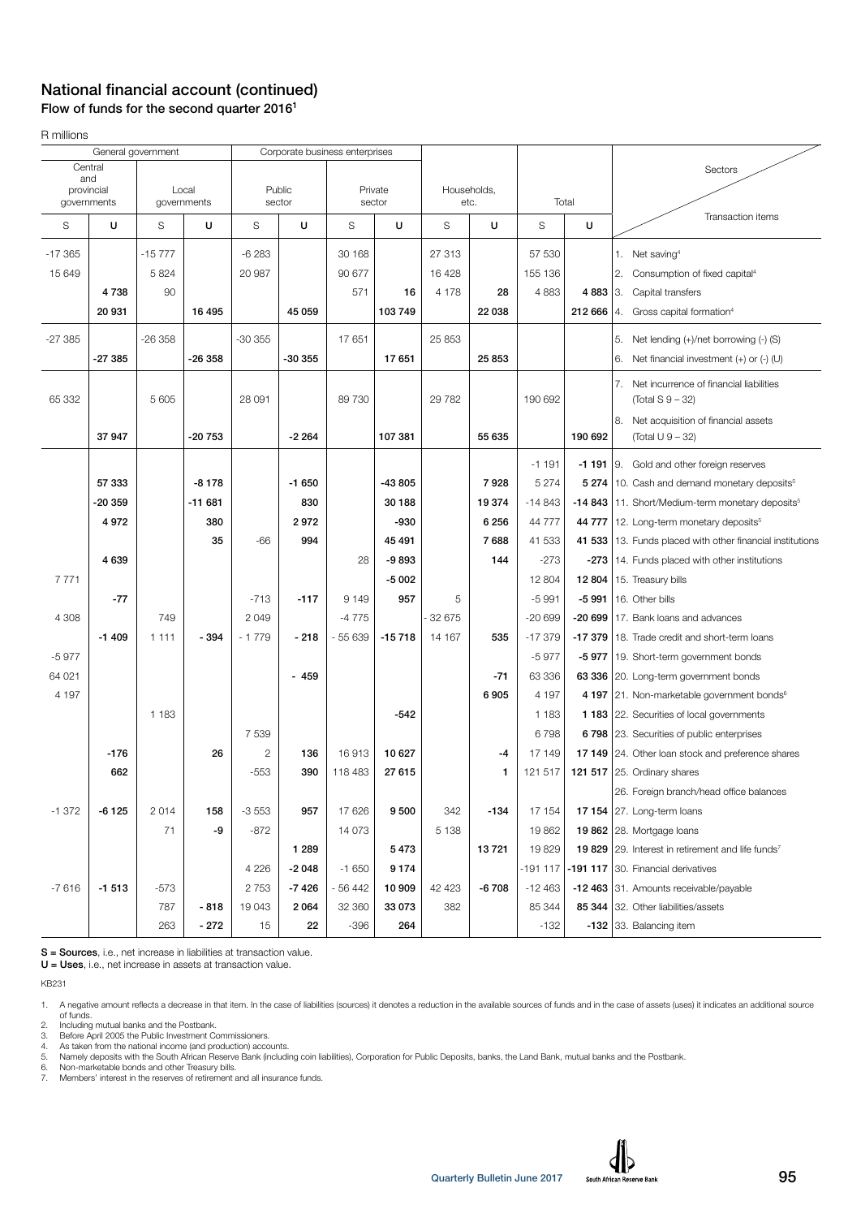## National financial account (continued)

### Flow of funds for the second quarter 2016[1]

R millions

| General government | | | | Corporate business enterprises | | | | | | | | Sectors / Transaction items |
|---|---|---|---|---|---|---|---|---|---|---|---|---|
| Central and provincial governments | | Local governments | | Public sector | | Private sector | | Households, etc. | | Total | | |
| S | U | S | U | S | U | S | U | S | U | S | U | |
| -17 365 | | -15 777 | | -6 283 | | 30 168 | | 27 313 | | 57 530 | | 1. Net saving[4] |
| 15 649 | | 5 824 | | 20 987 | | 90 677 | | 16 428 | | 155 136 | | 2. Consumption of fixed capital[4] |
| | **4 738** | 90 | | | | 571 | **16** | 4 178 | **28** | 4 883 | **4 883** | 3. Capital transfers |
| | **20 931** | | **16 495** | | **45 059** | | **103 749** | | **22 038** | | **212 666** | 4. Gross capital formation[4] |
| -27 385 | | -26 358 | | -30 355 | | 17 651 | | 25 853 | | | | 5. Net lending (+)/net borrowing (-) (S) |
| | **-27 385** | | **-26 358** | | **-30 355** | | **17 651** | | **25 853** | | | 6. Net financial investment (+) or (-) (U) |
| 65 332 | | 5 605 | | 28 091 | | 89 730 | | 29 782 | | 190 692 | | 7. Net incurrence of financial liabilities (Total S 9 – 32) |
| | **37 947** | | **-20 753** | | **-2 264** | | **107 381** | | **55 635** | | **190 692** | 8. Net acquisition of financial assets (Total U 9 – 32) |
| | | | | | | | | | | -1 191 | **-1 191** | 9. Gold and other foreign reserves |
| | **57 333** | | **-8 178** | | **-1 650** | | **-43 805** | | **7 928** | 5 274 | **5 274** | 10. Cash and demand monetary deposits[5] |
| | **-20 359** | | **-11 681** | | **830** | | **30 188** | | **19 374** | -14 843 | **-14 843** | 11. Short/Medium-term monetary deposits[5] |
| | **4 972** | | **380** | | **2 972** | | **-930** | | **6 256** | 44 777 | **44 777** | 12. Long-term monetary deposits[5] |
| | | | **35** | -66 | **994** | | **45 491** | | **7 688** | 41 533 | **41 533** | 13. Funds placed with other financial institutions |
| | **4 639** | | | | | 28 | **-9 893** | | **144** | -273 | **-273** | 14. Funds placed with other institutions |
| 7 771 | | | | | | | **-5 002** | | | 12 804 | **12 804** | 15. Treasury bills |
| | **-77** | | | -713 | **-117** | 9 149 | **957** | 5 | | -5 991 | **-5 991** | 16. Other bills |
| 4 308 | | 749 | | 2 049 | | -4 775 | | - 32 675 | | -20 699 | **-20 699** | 17. Bank loans and advances |
| | **-1 409** | 1 111 | **- 394** | - 1 779 | **- 218** | - 55 639 | **-15 718** | 14 167 | **535** | -17 379 | **-17 379** | 18. Trade credit and short-term loans |
| -5 977 | | | | | | | | | | -5 977 | **-5 977** | 19. Short-term government bonds |
| 64 021 | | | | | **- 459** | | | | **-71** | 63 336 | **63 336** | 20. Long-term government bonds |
| 4 197 | | | | | | | | | **6 905** | 4 197 | **4 197** | 21. Non-marketable government bonds[6] |
| | | 1 183 | | | | | **-542** | | | 1 183 | **1 183** | 22. Securities of local governments |
| | | | | 7 539 | | | | | | 6 798 | **6 798** | 23. Securities of public enterprises |
| | **-176** | | **26** | 2 | **136** | 16 913 | **10 627** | | **-4** | 17 149 | **17 149** | 24. Other loan stock and preference shares |
| | **662** | | | -553 | **390** | 118 483 | **27 615** | | **1** | 121 517 | **121 517** | 25. Ordinary shares |
| | | | | | | | | | | | | 26. Foreign branch/head office balances |
| -1 372 | **-6 125** | 2 014 | **158** | -3 553 | **957** | 17 626 | **9 500** | 342 | **-134** | 17 154 | **17 154** | 27. Long-term loans |
| | | 71 | **-9** | -872 | | 14 073 | | 5 138 | | 19 862 | **19 862** | 28. Mortgage loans |
| | | | | | **1 289** | | **5 473** | | **13 721** | 19 829 | **19 829** | 29. Interest in retirement and life funds[7] |
| | | | | 4 226 | **-2 048** | -1 650 | **9 174** | | | -191 117 | **-191 117** | 30. Financial derivatives |
| -7 616 | **-1 513** | -573 | | 2 753 | **-7 426** | - 56 442 | **10 909** | 42 423 | **-6 708** | -12 463 | **-12 463** | 31. Amounts receivable/payable |
| | | 787 | **- 818** | 19 043 | **2 064** | 32 360 | **33 073** | 382 | | 85 344 | **85 344** | 32. Other liabilities/assets |
| | | 263 | **- 272** | 15 | **22** | -396 | **264** | | | -132 | **-132** | 33. Balancing item |

**S = Sources**, i.e., net increase in liabilities at transaction value.
**U = Uses**, i.e., net increase in assets at transaction value.

KB231

1. A negative amount reflects a decrease in that item. In the case of liabilities (sources) it denotes a reduction in the available sources of funds and in the case of assets (uses) it indicates an additional source of funds.
2. Including mutual banks and the Postbank.
3. Before April 2005 the Public Investment Commissioners.
4. As taken from the national income (and production) accounts.
5. Namely deposits with the South African Reserve Bank (including coin liabilities), Corporation for Public Deposits, banks, the Land Bank, mutual banks and the Postbank.
6. Non-marketable bonds and other Treasury bills.
7. Members' interest in the reserves of retirement and all insurance funds.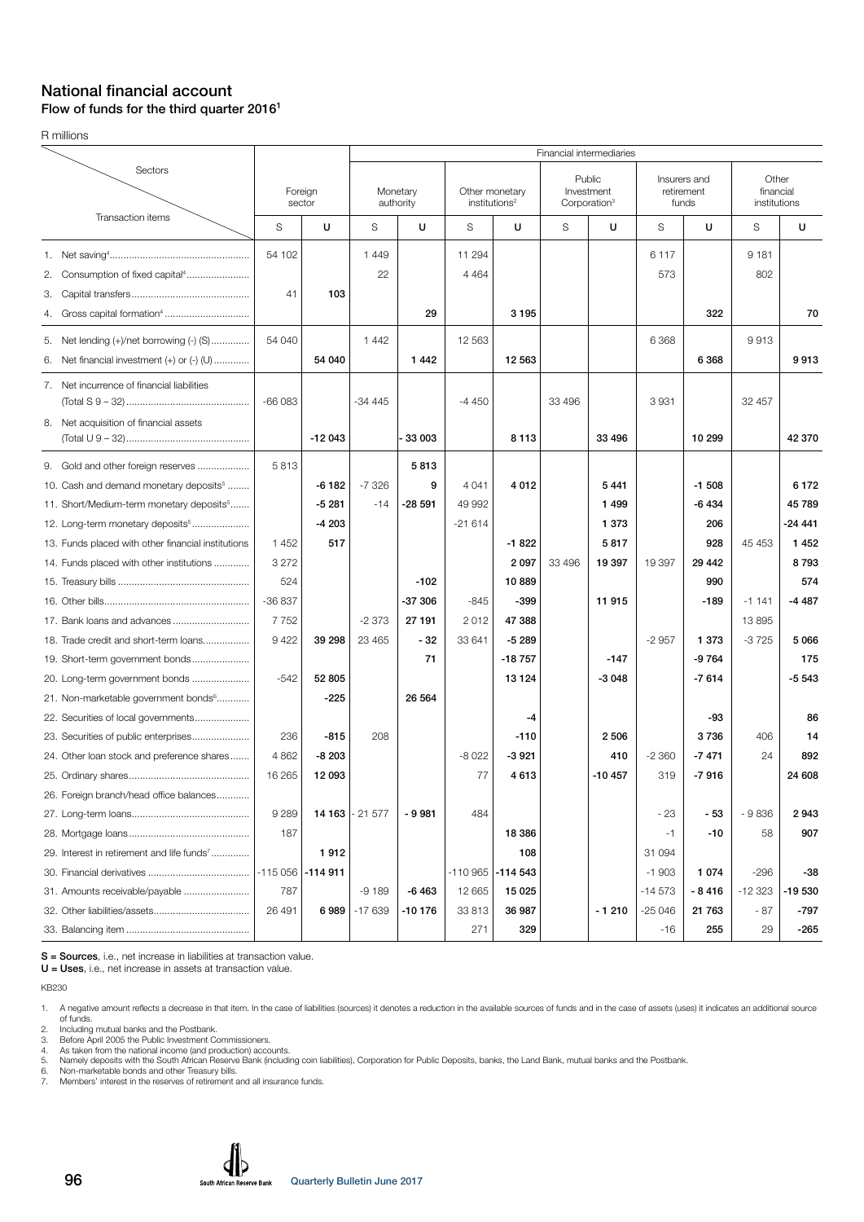## National financial account

### Flow of funds for the third quarter 2016[1]

R millions

| Sectors / Transaction items | Foreign sector | | Financial intermediaries | | | | | | | | | |
|---|---|---|---|---|---|---|---|---|---|---|---|---|
| | | | Monetary authority | | Other monetary institutions[2] | | Public Investment Corporation[3] | | Insurers and retirement funds | | Other financial institutions | |
| | S | U | S | U | S | U | S | U | S | U | S | U |
| 1. Net saving[4] | 54 102 | | 1 449 | | 11 294 | | | | 6 117 | | 9 181 | |
| 2. Consumption of fixed capital[4] | | | 22 | | 4 464 | | | | 573 | | 802 | |
| 3. Capital transfers | 41 | 103 | | | | | | | | | | |
| 4. Gross capital formation[4] | | | | 29 | | 3 195 | | | | 322 | | 70 |
| 5. Net lending (+)/net borrowing (-) (S) | 54 040 | | 1 442 | | 12 563 | | | | 6 368 | | 9 913 | |
| 6. Net financial investment (+) or (-) (U) | | 54 040 | | 1 442 | | 12 563 | | | | 6 368 | | 9 913 |
| 7. Net incurrence of financial liabilities (Total S 9 – 32) | -66 083 | | -34 445 | | -4 450 | | 33 496 | | 3 931 | | 32 457 | |
| 8. Net acquisition of financial assets (Total U 9 – 32) | | -12 043 | | - 33 003 | | 8 113 | | 33 496 | | 10 299 | | 42 370 |
| 9. Gold and other foreign reserves | 5 813 | | | 5 813 | | | | | | | | |
| 10. Cash and demand monetary deposits[5] | | -6 182 | -7 326 | 9 | 4 041 | 4 012 | | 5 441 | | -1 508 | | 6 172 |
| 11. Short/Medium-term monetary deposits[5] | | -5 281 | -14 | -28 591 | 49 992 | | | 1 499 | | -6 434 | | 45 789 |
| 12. Long-term monetary deposits[5] | | -4 203 | | | -21 614 | | | 1 373 | | 206 | | -24 441 |
| 13. Funds placed with other financial institutions | 1 452 | 517 | | | | -1 822 | | 5 817 | | 928 | 45 453 | 1 452 |
| 14. Funds placed with other institutions | 3 272 | | | | | 2 097 | 33 496 | 19 397 | 19 397 | 29 442 | | 8 793 |
| 15. Treasury bills | 524 | | | -102 | | 10 889 | | | | 990 | | 574 |
| 16. Other bills | -36 837 | | | -37 306 | -845 | -399 | | 11 915 | | -189 | -1 141 | -4 487 |
| 17. Bank loans and advances | 7 752 | | -2 373 | 27 191 | 2 012 | 47 388 | | | | | 13 895 | |
| 18. Trade credit and short-term loans | 9 422 | 39 298 | 23 465 | - 32 | 33 641 | -5 289 | | | -2 957 | 1 373 | -3 725 | 5 066 |
| 19. Short-term government bonds | | | | 71 | | -18 757 | | -147 | | -9 764 | | 175 |
| 20. Long-term government bonds | -542 | 52 805 | | | | 13 124 | | -3 048 | | -7 614 | | -5 543 |
| 21. Non-marketable government bonds[6] | | -225 | | 26 564 | | | | | | | | |
| 22. Securities of local governments | | | | | | -4 | | | | -93 | | 86 |
| 23. Securities of public enterprises | 236 | -815 | 208 | | | -110 | | 2 506 | | 3 736 | 406 | 14 |
| 24. Other loan stock and preference shares | 4 862 | -8 203 | | | -8 022 | -3 921 | | 410 | -2 360 | -7 471 | 24 | 892 |
| 25. Ordinary shares | 16 265 | 12 093 | | | 77 | 4 613 | | -10 457 | 319 | -7 916 | | 24 608 |
| 26. Foreign branch/head office balances | | | | | | | | | | | | |
| 27. Long-term loans | 9 289 | 14 163 | - 21 577 | - 9 981 | 484 | | | | - 23 | - 53 | - 9 836 | 2 943 |
| 28. Mortgage loans | 187 | | | | | 18 386 | | | -1 | -10 | 58 | 907 |
| 29. Interest in retirement and life funds[7] | | 1 912 | | | | 108 | | | 31 094 | | | |
| 30. Financial derivatives | -115 056 | -114 911 | | | -110 965 | -114 543 | | | -1 903 | 1 074 | -296 | -38 |
| 31. Amounts receivable/payable | 787 | | -9 189 | -6 463 | 12 665 | 15 025 | | | -14 573 | - 8 416 | -12 323 | -19 530 |
| 32. Other liabilities/assets | 26 491 | 6 989 | -17 639 | -10 176 | 33 813 | 36 987 | | - 1 210 | -25 046 | 21 763 | - 87 | -797 |
| 33. Balancing item | | | | | 271 | 329 | | | -16 | 255 | 29 | -265 |

**S = Sources**, i.e., net increase in liabilities at transaction value.
**U = Uses**, i.e., net increase in assets at transaction value.

KB230

1. A negative amount reflects a decrease in that item. In the case of liabilities (sources) it denotes a reduction in the available sources of funds and in the case of assets (uses) it indicates an additional source of funds.
2. Including mutual banks and the Postbank.
3. Before April 2005 the Public Investment Commissioners.
4. As taken from the national income (and production) accounts.
5. Namely deposits with the South African Reserve Bank (including coin liabilities), Corporation for Public Deposits, banks, the Land Bank, mutual banks and the Postbank.
6. Non-marketable bonds and other Treasury bills.
7. Members' interest in the reserves of retirement and all insurance funds.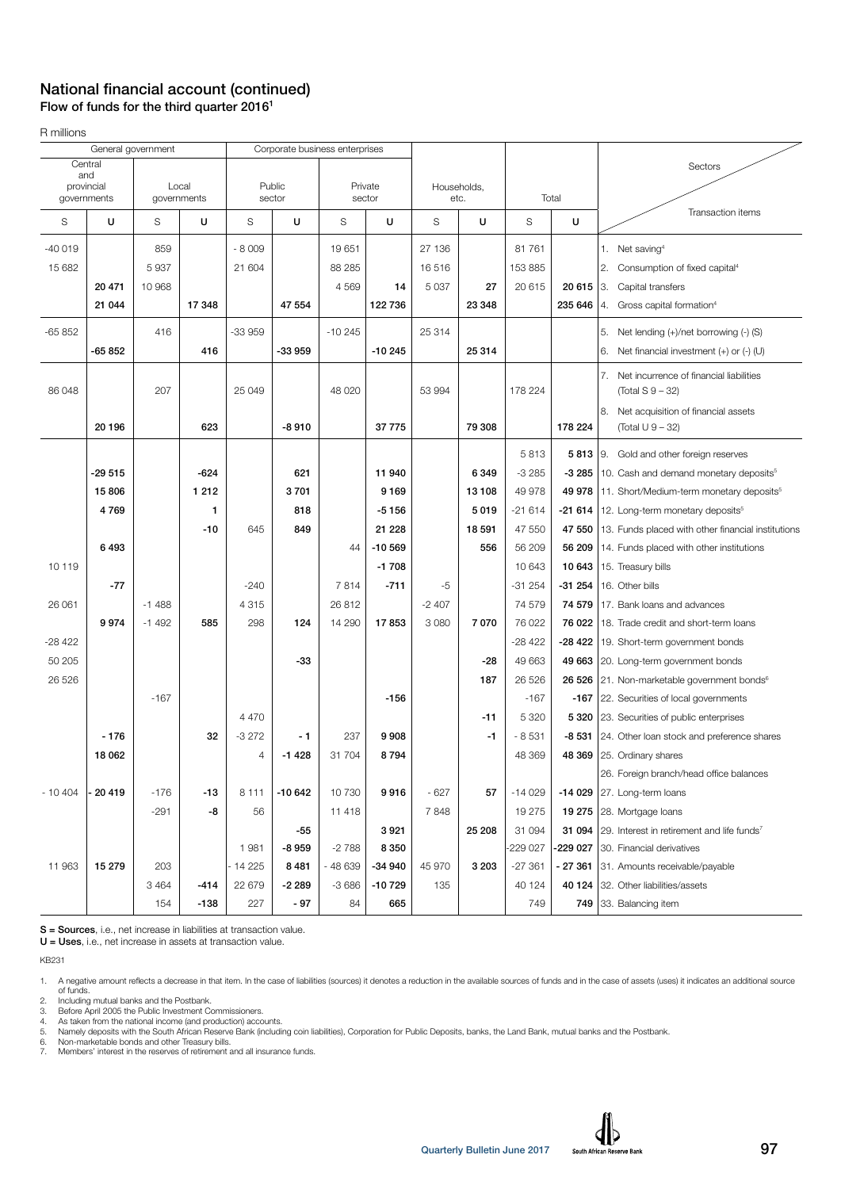## National financial account (continued)

### Flow of funds for the third quarter 2016[1]

R millions

| General government | | | | Corporate business enterprises | | | | | | | | Sectors / Transaction items |
|---|---|---|---|---|---|---|---|---|---|---|---|---|
| Central and provincial governments | | Local governments | | Public sector | | Private sector | | Households, etc. | | Total | | |
| S | U | S | U | S | U | S | U | S | U | S | U | |
| -40 019 | | 859 | | - 8 009 | | 19 651 | | 27 136 | | 81 761 | | 1. Net saving[4] |
| 15 682 | | 5 937 | | 21 604 | | 88 285 | | 16 516 | | 153 885 | | 2. Consumption of fixed capital[4] |
| | **20 471** | 10 968 | | | | 4 569 | **14** | 5 037 | **27** | 20 615 | **20 615** | 3. Capital transfers |
| | **21 044** | | **17 348** | | **47 554** | | **122 736** | | **23 348** | | **235 646** | 4. Gross capital formation[4] |
| -65 852 | | 416 | | -33 959 | | -10 245 | | 25 314 | | | | 5. Net lending (+)/net borrowing (-) (S) |
| | **-65 852** | | **416** | | **-33 959** | | **-10 245** | | **25 314** | | | 6. Net financial investment (+) or (-) (U) |
| 86 048 | | 207 | | 25 049 | | 48 020 | | 53 994 | | 178 224 | | 7. Net incurrence of financial liabilities (Total S 9 – 32) |
| | **20 196** | | **623** | | **-8 910** | | **37 775** | | **79 308** | | **178 224** | 8. Net acquisition of financial assets (Total U 9 – 32) |
| | | | | | | | | | | 5 813 | **5 813** | 9. Gold and other foreign reserves |
| | **-29 515** | | **-624** | | **621** | | **11 940** | | **6 349** | -3 285 | **-3 285** | 10. Cash and demand monetary deposits[5] |
| | **15 806** | | **1 212** | | **3 701** | | **9 169** | | **13 108** | 49 978 | **49 978** | 11. Short/Medium-term monetary deposits[5] |
| | **4 769** | | **1** | | **818** | | **-5 156** | | **5 019** | -21 614 | **-21 614** | 12. Long-term monetary deposits[5] |
| | | | **-10** | 645 | **849** | | **21 228** | | **18 591** | 47 550 | **47 550** | 13. Funds placed with other financial institutions |
| | **6 493** | | | | | 44 | **-10 569** | | **556** | 56 209 | **56 209** | 14. Funds placed with other institutions |
| 10 119 | | | | | | | **-1 708** | | | 10 643 | **10 643** | 15. Treasury bills |
| | **-77** | | | -240 | | 7 814 | **-711** | -5 | | -31 254 | **-31 254** | 16. Other bills |
| 26 061 | | -1 488 | | 4 315 | | 26 812 | | -2 407 | | 74 579 | **74 579** | 17. Bank loans and advances |
| | **9 974** | -1 492 | **585** | 298 | **124** | 14 290 | **17 853** | 3 080 | **7 070** | 76 022 | **76 022** | 18. Trade credit and short-term loans |
| -28 422 | | | | | | | | | | -28 422 | **-28 422** | 19. Short-term government bonds |
| 50 205 | | | | | **-33** | | | | **-28** | 49 663 | **49 663** | 20. Long-term government bonds |
| 26 526 | | | | | | | | | **187** | 26 526 | **26 526** | 21. Non-marketable government bonds[6] |
| | | -167 | | | | | **-156** | | | -167 | **-167** | 22. Securities of local governments |
| | | | | 4 470 | | | | | **-11** | 5 320 | **5 320** | 23. Securities of public enterprises |
| | **- 176** | | **32** | -3 272 | **- 1** | 237 | **9 908** | | **-1** | - 8 531 | **-8 531** | 24. Other loan stock and preference shares |
| | **18 062** | | | 4 | **-1 428** | 31 704 | **8 794** | | | 48 369 | **48 369** | 25. Ordinary shares |
| | | | | | | | | | | | | 26. Foreign branch/head office balances |
| - 10 404 | **- 20 419** | -176 | **-13** | 8 111 | **-10 642** | 10 730 | **9 916** | - 627 | **57** | -14 029 | **-14 029** | 27. Long-term loans |
| | | -291 | **-8** | 56 | | 11 418 | | 7 848 | | 19 275 | **19 275** | 28. Mortgage loans |
| | | | | | **-55** | | **3 921** | | **25 208** | 31 094 | **31 094** | 29. Interest in retirement and life funds[7] |
| | | | | 1 981 | **-8 959** | -2 788 | **8 350** | | | -229 027 | **-229 027** | 30. Financial derivatives |
| 11 963 | **15 279** | 203 | | - 14 225 | **8 481** | - 48 639 | **-34 940** | 45 970 | **3 203** | -27 361 | **- 27 361** | 31. Amounts receivable/payable |
| | | 3 464 | **-414** | 22 679 | **-2 289** | -3 686 | **-10 729** | 135 | | 40 124 | **40 124** | 32. Other liabilities/assets |
| | | 154 | **-138** | 227 | **- 97** | 84 | **665** | | | 749 | **749** | 33. Balancing item |

**S = Sources**, i.e., net increase in liabilities at transaction value.
**U = Uses**, i.e., net increase in assets at transaction value.

KB231

1. A negative amount reflects a decrease in that item. In the case of liabilities (sources) it denotes a reduction in the available sources of funds and in the case of assets (uses) it indicates an additional source of funds.
2. Including mutual banks and the Postbank.
3. Before April 2005 the Public Investment Commissioners.
4. As taken from the national income (and production) accounts.
5. Namely deposits with the South African Reserve Bank (including coin liabilities), Corporation for Public Deposits, banks, the Land Bank, mutual banks and the Postbank.
6. Non-marketable bonds and other Treasury bills.
7. Members' interest in the reserves of retirement and all insurance funds.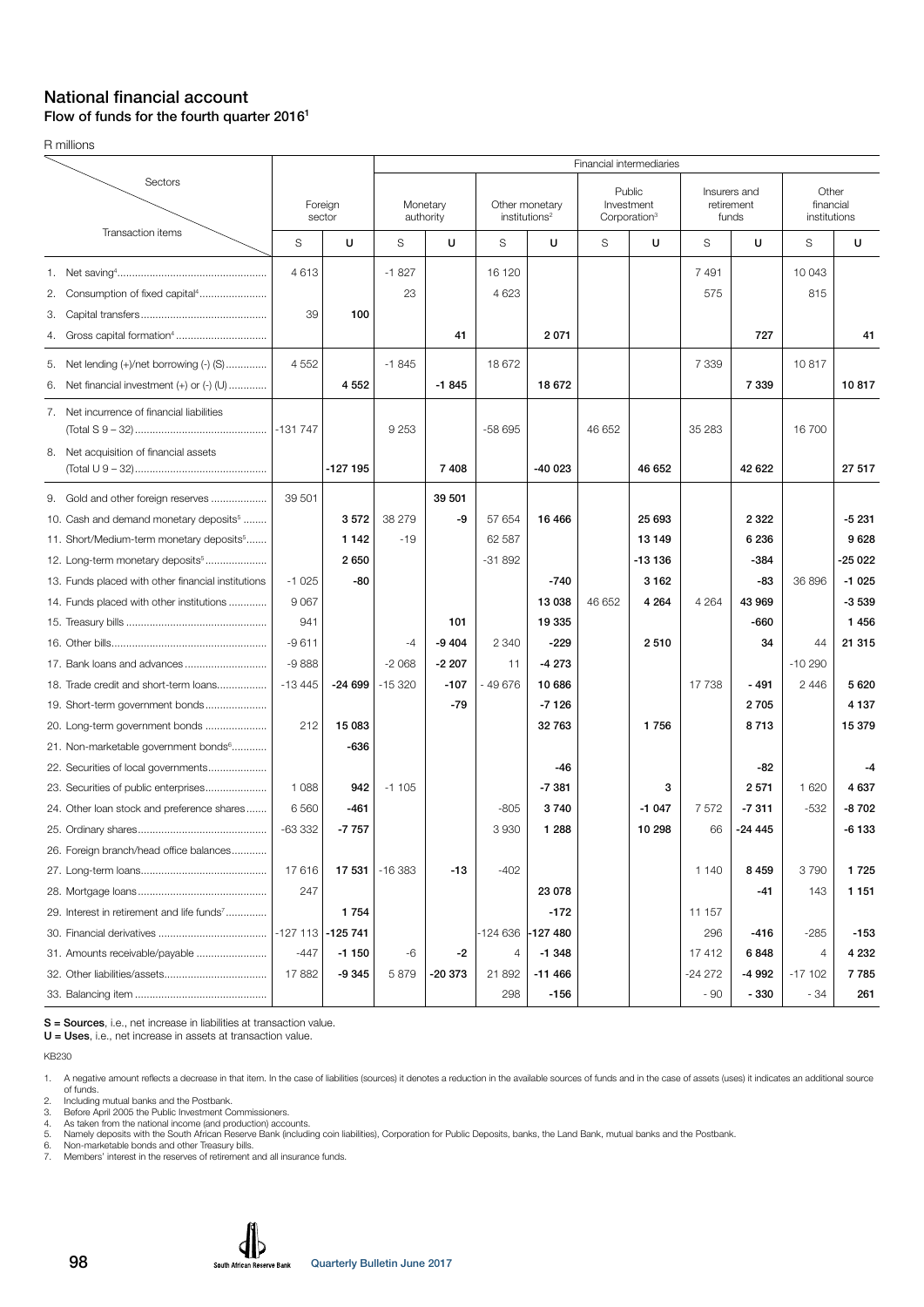## National financial account

### Flow of funds for the fourth quarter 2016[1]

R millions

| Sectors / Transaction items | Foreign sector | | Monetary authority | | Other monetary institutions[2] | | Public Investment Corporation[3] | | Insurers and retirement funds | | Other financial institutions | |
|---|---|---|---|---|---|---|---|---|---|---|---|---|
| | S | U | S | U | S | U | S | U | S | U | S | U |
| 1. Net saving[4] | 4 613 | | -1 827 | | 16 120 | | | | 7 491 | | 10 043 | |
| 2. Consumption of fixed capital[4] | | | 23 | | 4 623 | | | | 575 | | 815 | |
| 3. Capital transfers | 39 | **100** | | | | | | | | | | |
| 4. Gross capital formation[4] | | | | **41** | | **2 071** | | | | **727** | | **41** |
| 5. Net lending (+)/net borrowing (-) (S) | 4 552 | | -1 845 | | 18 672 | | | | 7 339 | | 10 817 | |
| 6. Net financial investment (+) or (-) (U) | | **4 552** | | **-1 845** | | **18 672** | | | | **7 339** | | **10 817** |
| 7. Net incurrence of financial liabilities (Total S 9 – 32) | -131 747 | | 9 253 | | -58 695 | | 46 652 | | 35 283 | | 16 700 | |
| 8. Net acquisition of financial assets (Total U 9 – 32) | | **-127 195** | | **7 408** | | **-40 023** | | **46 652** | | **42 622** | | **27 517** |
| 9. Gold and other foreign reserves | 39 501 | | | **39 501** | | | | | | | | |
| 10. Cash and demand monetary deposits[5] | | **3 572** | 38 279 | **-9** | 57 654 | **16 466** | | **25 693** | | **2 322** | | **-5 231** |
| 11. Short/Medium-term monetary deposits[5] | | **1 142** | -19 | | 62 587 | | | **13 149** | | **6 236** | | **9 628** |
| 12. Long-term monetary deposits[5] | | **2 650** | | | -31 892 | | | **-13 136** | | **-384** | | **-25 022** |
| 13. Funds placed with other financial institutions | -1 025 | **-80** | | | | **-740** | | **3 162** | | **-83** | 36 896 | **-1 025** |
| 14. Funds placed with other institutions | 9 067 | | | | | **13 038** | 46 652 | **4 264** | 4 264 | **43 969** | | **-3 539** |
| 15. Treasury bills | 941 | | | **101** | | **19 335** | | | | **-660** | | **1 456** |
| 16. Other bills | -9 611 | | -4 | **-9 404** | 2 340 | **-229** | | **2 510** | | **34** | 44 | **21 315** |
| 17. Bank loans and advances | -9 888 | | -2 068 | **-2 207** | 11 | **-4 273** | | | | | -10 290 | |
| 18. Trade credit and short-term loans | -13 445 | **-24 699** | -15 320 | **-107** | - 49 676 | **10 686** | | | 17 738 | **- 491** | 2 446 | **5 620** |
| 19. Short-term government bonds | | | | **-79** | | **-7 126** | | | | **2 705** | | **4 137** |
| 20. Long-term government bonds | 212 | **15 083** | | | | **32 763** | | **1 756** | | **8 713** | | **15 379** |
| 21. Non-marketable government bonds[6] | | **-636** | | | | | | | | | | |
| 22. Securities of local governments | | | | | | **-46** | | | | **-82** | | **-4** |
| 23. Securities of public enterprises | 1 088 | **942** | -1 105 | | | **-7 381** | | **3** | | **2 571** | 1 620 | **4 637** |
| 24. Other loan stock and preference shares | 6 560 | **-461** | | | -805 | **3 740** | | **-1 047** | 7 572 | **-7 311** | -532 | **-8 702** |
| 25. Ordinary shares | -63 332 | **-7 757** | | | 3 930 | **1 288** | | **10 298** | 66 | **-24 445** | | **-6 133** |
| 26. Foreign branch/head office balances | | | | | | | | | | | | |
| 27. Long-term loans | 17 616 | **17 531** | -16 383 | **-13** | -402 | | | | 1 140 | **8 459** | 3 790 | **1 725** |
| 28. Mortgage loans | 247 | | | | | **23 078** | | | | **-41** | 143 | **1 151** |
| 29. Interest in retirement and life funds[7] | | **1 754** | | | | **-172** | | | 11 157 | | | |
| 30. Financial derivatives | -127 113 | **-125 741** | | | -124 636 | **-127 480** | | | 296 | **-416** | -285 | **-153** |
| 31. Amounts receivable/payable | -447 | **-1 150** | -6 | **-2** | 4 | **-1 348** | | | 17 412 | **6 848** | 4 | **4 232** |
| 32. Other liabilities/assets | 17 882 | **-9 345** | 5 879 | **-20 373** | 21 892 | **-11 466** | | | -24 272 | **-4 992** | -17 102 | **7 785** |
| 33. Balancing item | | | | | 298 | **-156** | | | - 90 | **- 330** | - 34 | **261** |

**S = Sources**, i.e., net increase in liabilities at transaction value.
**U = Uses**, i.e., net increase in assets at transaction value.

KB230

1. A negative amount reflects a decrease in that item. In the case of liabilities (sources) it denotes a reduction in the available sources of funds and in the case of assets (uses) it indicates an additional source of funds.
2. Including mutual banks and the Postbank.
3. Before April 2005 the Public Investment Commissioners.
4. As taken from the national income (and production) accounts.
5. Namely deposits with the South African Reserve Bank (including coin liabilities), Corporation for Public Deposits, banks, the Land Bank, mutual banks and the Postbank.
6. Non-marketable bonds and other Treasury bills.
7. Members' interest in the reserves of retirement and all insurance funds.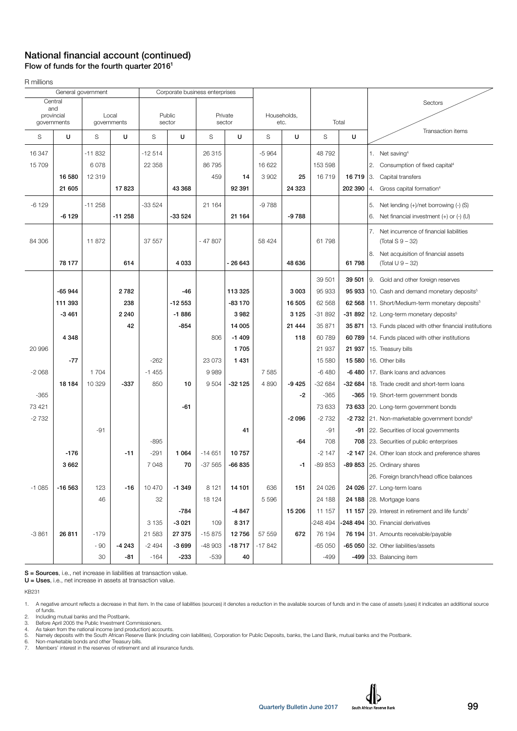## National financial account (continued)
### Flow of funds for the fourth quarter 2016[1]

R millions

| General government | | | | Corporate business enterprises | | | | | | | | Sectors / Transaction items |
|---|---|---|---|---|---|---|---|---|---|---|---|---|
| Central and provincial governments | | Local governments | | Public sector | | Private sector | | Households, etc. | | Total | | |
| S | U | S | U | S | U | S | U | S | U | S | U | |
| 16 347 | | -11 832 | | -12 514 | | 26 315 | | -5 964 | | 48 792 | | 1. Net saving[4] |
| 15 709 | | 6 078 | | 22 358 | | 86 795 | | 16 622 | | 153 598 | | 2. Consumption of fixed capital[4] |
| | **16 580** | 12 319 | | | | 459 | **14** | 3 902 | **25** | 16 719 | **16 719** | 3. Capital transfers |
| | **21 605** | | **17 823** | | **43 368** | | **92 391** | | **24 323** | | **202 390** | 4. Gross capital formation[4] |
| -6 129 | | -11 258 | | -33 524 | | 21 164 | | -9 788 | | | | 5. Net lending (+)/net borrowing (-) (S) |
| | **-6 129** | | **-11 258** | | **-33 524** | | **21 164** | | **-9 788** | | | 6. Net financial investment (+) or (-) (U) |
| 84 306 | | 11 872 | | 37 557 | | - 47 807 | | 58 424 | | 61 798 | | 7. Net incurrence of financial liabilities (Total S 9 – 32) |
| | **78 177** | | **614** | | **4 033** | | **- 26 643** | | **48 636** | | **61 798** | 8. Net acquisition of financial assets (Total U 9 – 32) |
| | | | | | | | | | | 39 501 | **39 501** | 9. Gold and other foreign reserves |
| | **-65 944** | | **2 782** | | **-46** | | **113 325** | | **3 003** | 95 933 | **95 933** | 10. Cash and demand monetary deposits[5] |
| | **111 393** | | **238** | | **-12 553** | | **-83 170** | | **16 505** | 62 568 | **62 568** | 11. Short/Medium-term monetary deposits[5] |
| | **-3 461** | | **2 240** | | **-1 886** | | **3 982** | | **3 125** | -31 892 | **-31 892** | 12. Long-term monetary deposits[5] |
| | | | **42** | | **-854** | | **14 005** | | **21 444** | 35 871 | **35 871** | 13. Funds placed with other financial institutions |
| | **4 348** | | | | | 806 | **-1 409** | | **118** | 60 789 | **60 789** | 14. Funds placed with other institutions |
| 20 996 | | | | | | | **1 705** | | | 21 937 | **21 937** | 15. Treasury bills |
| | **-77** | | | -262 | | 23 073 | **1 431** | | | 15 580 | **15 580** | 16. Other bills |
| -2 068 | | 1 704 | | -1 455 | | 9 989 | | 7 585 | | -6 480 | **-6 480** | 17. Bank loans and advances |
| | **18 184** | 10 329 | **-337** | 850 | **10** | 9 504 | **-32 125** | 4 890 | **-9 425** | -32 684 | **-32 684** | 18. Trade credit and short-term loans |
| -365 | | | | | | | | | **-2** | -365 | **-365** | 19. Short-term government bonds |
| 73 421 | | | | | **-61** | | | | | 73 633 | **73 633** | 20. Long-term government bonds |
| -2 732 | | | | | | | | | **-2 096** | -2 732 | **-2 732** | 21. Non-marketable government bonds[6] |
| | | -91 | | | | | **41** | | | -91 | **-91** | 22. Securities of local governments |
| | | | | -895 | | | | | **-64** | 708 | **708** | 23. Securities of public enterprises |
| | **-176** | | **-11** | -291 | **1 064** | -14 651 | **10 757** | | | -2 147 | **-2 147** | 24. Other loan stock and preference shares |
| | **3 662** | | | 7 048 | **70** | -37 565 | **-66 835** | | **-1** | -89 853 | **-89 853** | 25. Ordinary shares |
| | | | | | | | | | | | | 26. Foreign branch/head office balances |
| -1 085 | **-16 563** | 123 | **-16** | 10 470 | **-1 349** | 8 121 | **14 101** | 636 | **151** | 24 026 | **24 026** | 27. Long-term loans |
| | | 46 | | 32 | | 18 124 | | 5 596 | | 24 188 | **24 188** | 28. Mortgage loans |
| | | | | | **-784** | | **-4 847** | | **15 206** | 11 157 | **11 157** | 29. Interest in retirement and life funds[7] |
| | | | | 3 135 | **-3 021** | 109 | **8 317** | | | -248 494 | **-248 494** | 30. Financial derivatives |
| -3 861 | **26 811** | -179 | | 21 583 | **27 375** | -15 875 | **12 756** | 57 559 | **672** | 76 194 | **76 194** | 31. Amounts receivable/payable |
| | | - 90 | **-4 243** | -2 494 | **-3 699** | -48 903 | **-18 717** | -17 842 | | -65 050 | **-65 050** | 32. Other liabilities/assets |
| | | 30 | **-81** | -164 | **-233** | -539 | **40** | | | -499 | **-499** | 33. Balancing item |

**S = Sources**, i.e., net increase in liabilities at transaction value.
**U = Uses**, i.e., net increase in assets at transaction value.

KB231

1. A negative amount reflects a decrease in that item. In the case of liabilities (sources) it denotes a reduction in the available sources of funds and in the case of assets (uses) it indicates an additional source of funds.
2. Including mutual banks and the Postbank.
3. Before April 2005 the Public Investment Commissioners.
4. As taken from the national income (and production) accounts.
5. Namely deposits with the South African Reserve Bank (including coin liabilities), Corporation for Public Deposits, banks, the Land Bank, mutual banks and the Postbank.
6. Non-marketable bonds and other Treasury bills.
7. Members' interest in the reserves of retirement and all insurance funds.